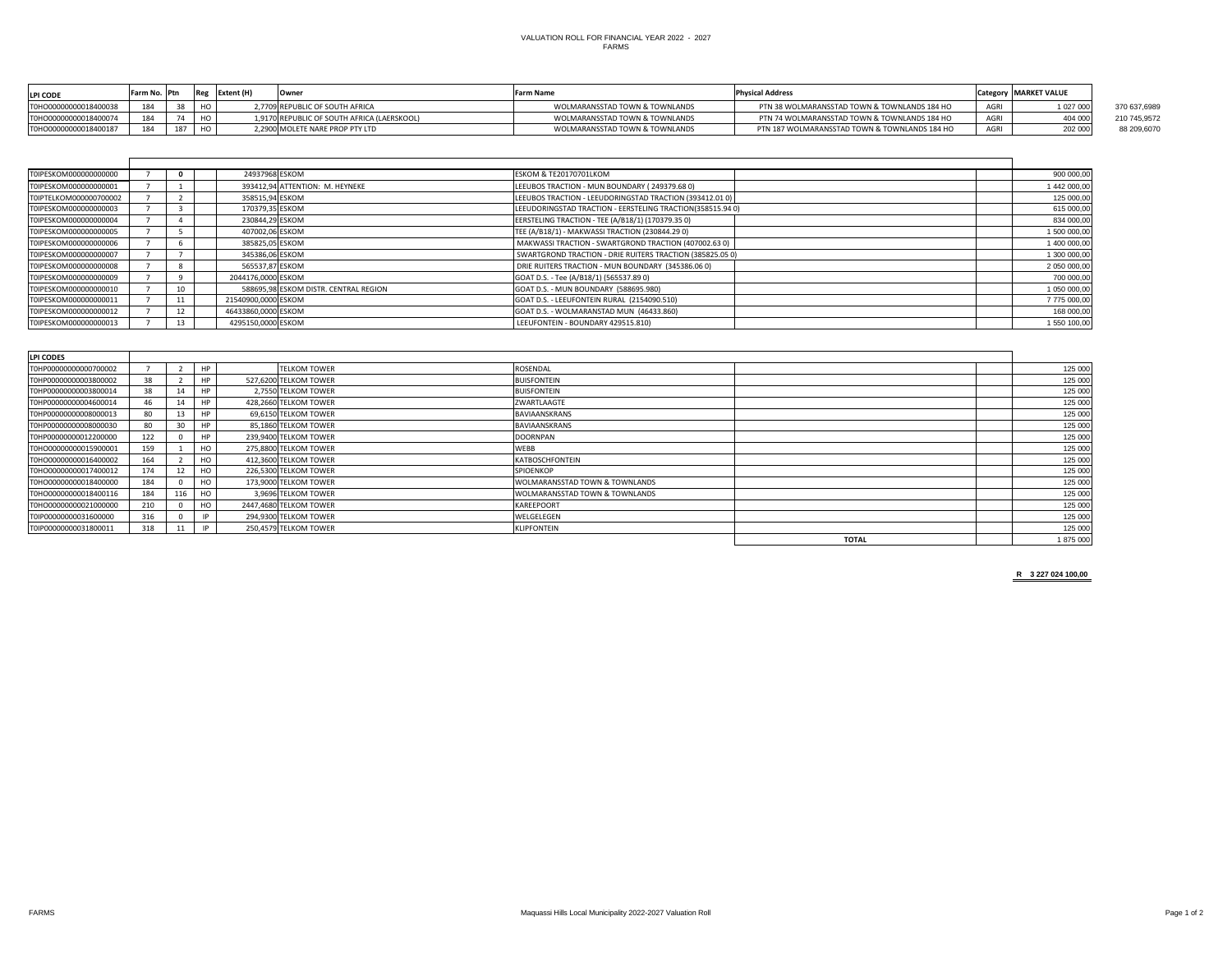VALUATION ROLL FOR FINANCIAL YEAR 2022 - 2027
FARMS

| LPI CODE | Farm No. | Ptn | Reg | Extent (H) | Owner | Farm Name | Physical Address | Category | MARKET VALUE | |
|---|---|---|---|---|---|---|---|---|---|---|
| T0HO000000000018400038 | 184 | 38 | HO | 2,7709 | REPUBLIC OF SOUTH AFRICA | WOLMARANSSTAD TOWN & TOWNLANDS | PTN 38 WOLMARANSSTAD TOWN & TOWNLANDS 184 HO | AGRI | 1 027 000 | 370 637,6989 |
| T0HO000000000018400074 | 184 | 74 | HO | 1,9170 | REPUBLIC OF SOUTH AFRICA (LAERSKOOL) | WOLMARANSSTAD TOWN & TOWNLANDS | PTN 74 WOLMARANSSTAD TOWN & TOWNLANDS 184 HO | AGRI | 404 000 | 210 745,9572 |
| T0HO000000000018400187 | 184 | 187 | HO | 2,2900 | MOLETE NARE PROP PTY LTD | WOLMARANSSTAD TOWN & TOWNLANDS | PTN 187 WOLMARANSSTAD TOWN & TOWNLANDS 184 HO | AGRI | 202 000 | 88 209,6070 |

| | | | | | | | | | |
|---|---|---|---|---|---|---|---|---|---|
| T0IPESKOM000000000000 | 7 | 0 | | 24937968 | ESKOM | ESKOM & TE20170701LKOM | | | 900 000,00 |
| T0IPESKOM000000000001 | 7 | 1 | | 393412,94 | ATTENTION: M. HEYNEKE | LEEUBOS TRACTION - MUN BOUNDARY ( 249379.68 0) | | | 1 442 000,00 |
| T0IPTELKOM000000700002 | 7 | 2 | | 358515,94 | ESKOM | LEEUBOS TRACTION - LEEUDORINGSTAD TRACTION (393412.01 0) | | | 125 000,00 |
| T0IPESKOM000000000003 | 7 | 3 | | 170379,35 | ESKOM | LEEUDORINGSTAD TRACTION - EERSTELING TRACTION(358515.94 0) | | | 615 000,00 |
| T0IPESKOM000000000004 | 7 | 4 | | 230844,29 | ESKOM | EERSTELING TRACTION - TEE (A/B18/1) (170379.35 0) | | | 834 000,00 |
| T0IPESKOM000000000005 | 7 | 5 | | 407002,06 | ESKOM | TEE (A/B18/1) - MAKWASSI TRACTION (230844.29 0) | | | 1 500 000,00 |
| T0IPESKOM000000000006 | 7 | 6 | | 385825,05 | ESKOM | MAKWASSI TRACTION - SWARTGROND TRACTION (407002.63 0) | | | 1 400 000,00 |
| T0IPESKOM000000000007 | 7 | 7 | | 345386,06 | ESKOM | SWARTGROND TRACTION - DRIE RUITERS TRACTION (385825.05 0) | | | 1 300 000,00 |
| T0IPESKOM000000000008 | 7 | 8 | | 565537,87 | ESKOM | DRIE RUITERS TRACTION - MUN BOUNDARY (345386.06 0) | | | 2 050 000,00 |
| T0IPESKOM000000000009 | 7 | 9 | | 2044176,0000 | ESKOM | GOAT D.S. - Tee (A/B18/1) (565537.89 0) | | | 700 000,00 |
| T0IPESKOM000000000010 | 7 | 10 | | 588695,98 | ESKOM DISTR. CENTRAL REGION | GOAT D.S. - MUN BOUNDARY (588695.980) | | | 1 050 000,00 |
| T0IPESKOM000000000011 | 7 | 11 | | 21540900,0000 | ESKOM | GOAT D.S. - LEEUFONTEIN RURAL (2154090.510) | | | 7 775 000,00 |
| T0IPESKOM000000000012 | 7 | 12 | | 46433860,0000 | ESKOM | GOAT D.S. - WOLMARANSTAD MUN (46433.860) | | | 168 000,00 |
| T0IPESKOM000000000013 | 7 | 13 | | 4295150,0000 | ESKOM | LEEUFONTEIN - BOUNDARY 429515.810) | | | 1 550 100,00 |

| LPI CODES | | | | | | | | | |
|---|---|---|---|---|---|---|---|---|---|
| T0HP000000000000700002 | 7 | 2 | HP | | TELKOM TOWER | ROSENDAL | | | 125 000 |
| T0HP000000000003800002 | 38 | 2 | HP | 527,6200 | TELKOM TOWER | BUISFONTEIN | | | 125 000 |
| T0HP000000000003800014 | 38 | 14 | HP | 2,7550 | TELKOM TOWER | BUISFONTEIN | | | 125 000 |
| T0HP000000000004600014 | 46 | 14 | HP | 428,2660 | TELKOM TOWER | ZWARTLAAGTE | | | 125 000 |
| T0HP000000000008000013 | 80 | 13 | HP | 69,6150 | TELKOM TOWER | BAVIAANSKRANS | | | 125 000 |
| T0HP000000000008000030 | 80 | 30 | HP | 85,1860 | TELKOM TOWER | BAVIAANSKRANS | | | 125 000 |
| T0HP000000000012200000 | 122 | 0 | HP | 239,9400 | TELKOM TOWER | DOORNPAN | | | 125 000 |
| T0HO000000000015900001 | 159 | 1 | HO | 275,8800 | TELKOM TOWER | WEBB | | | 125 000 |
| T0HO000000000016400002 | 164 | 2 | HO | 412,3600 | TELKOM TOWER | KATBOSCHFONTEIN | | | 125 000 |
| T0HO000000000017400012 | 174 | 12 | HO | 226,5300 | TELKOM TOWER | SPIOENKOP | | | 125 000 |
| T0HO000000000018400000 | 184 | 0 | HO | 173,9000 | TELKOM TOWER | WOLMARANSSTAD TOWN & TOWNLANDS | | | 125 000 |
| T0HO000000000018400116 | 184 | 116 | HO | 3,9696 | TELKOM TOWER | WOLMARANSSTAD TOWN & TOWNLANDS | | | 125 000 |
| T0HO000000000021000000 | 210 | 0 | HO | 2447,4680 | TELKOM TOWER | KAREEPOORT | | | 125 000 |
| T0IP000000000031600000 | 316 | 0 | IP | 294,9300 | TELKOM TOWER | WELGELEGEN | | | 125 000 |
| T0IP000000000031800011 | 318 | 11 | IP | 250,4579 | TELKOM TOWER | KLIPFONTEIN | | | 125 000 |
| | | | | | | | TOTAL | | 1 875 000 |

**R 3 227 024 100,00**

FARMS

Maquassi Hills Local Municipality 2022-2027 Valuation Roll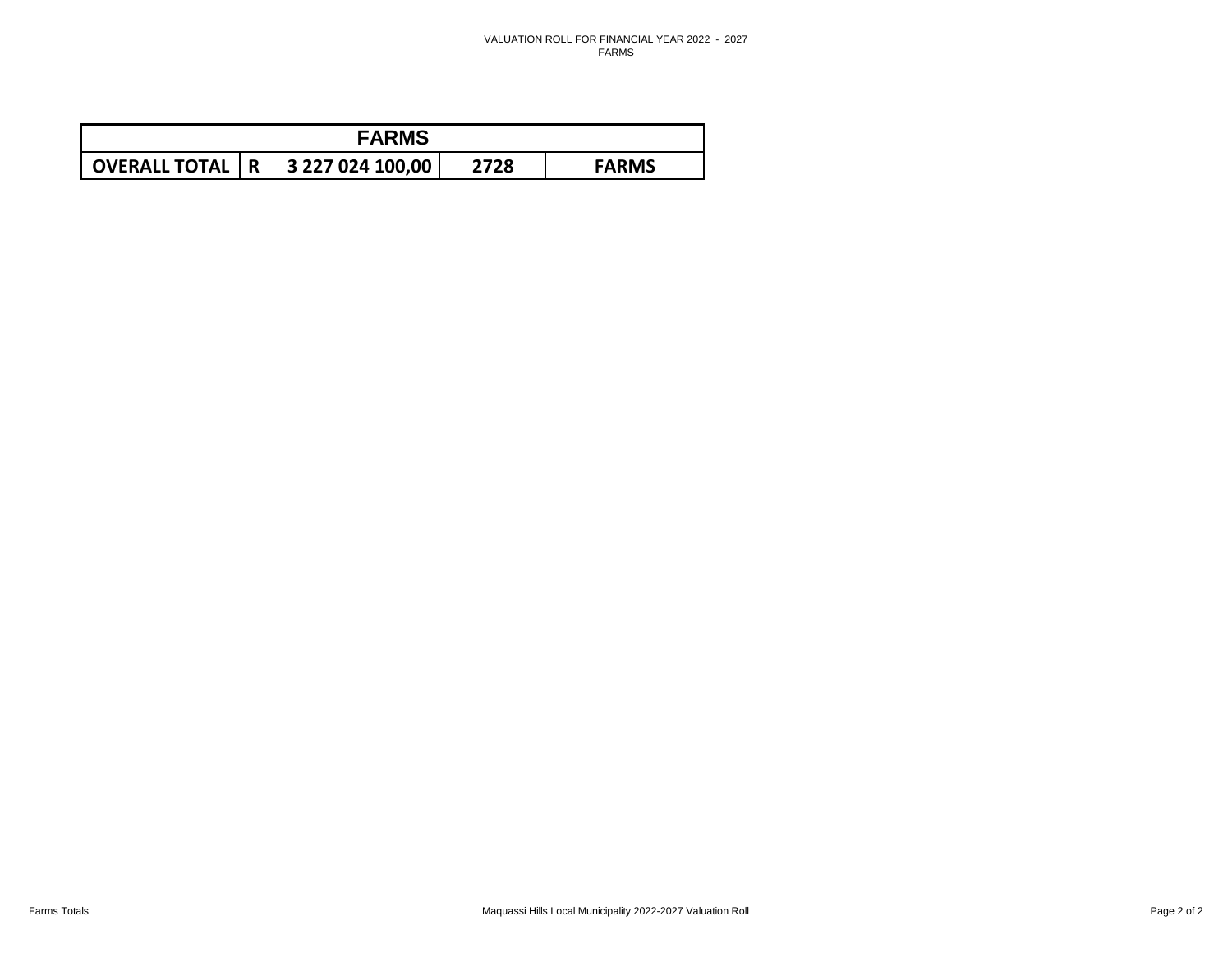| FARMS | | | | |
|---|---|---|---|---|
| OVERALL TOTAL | R | 3 227 024 100,00 | 2728 | FARMS |